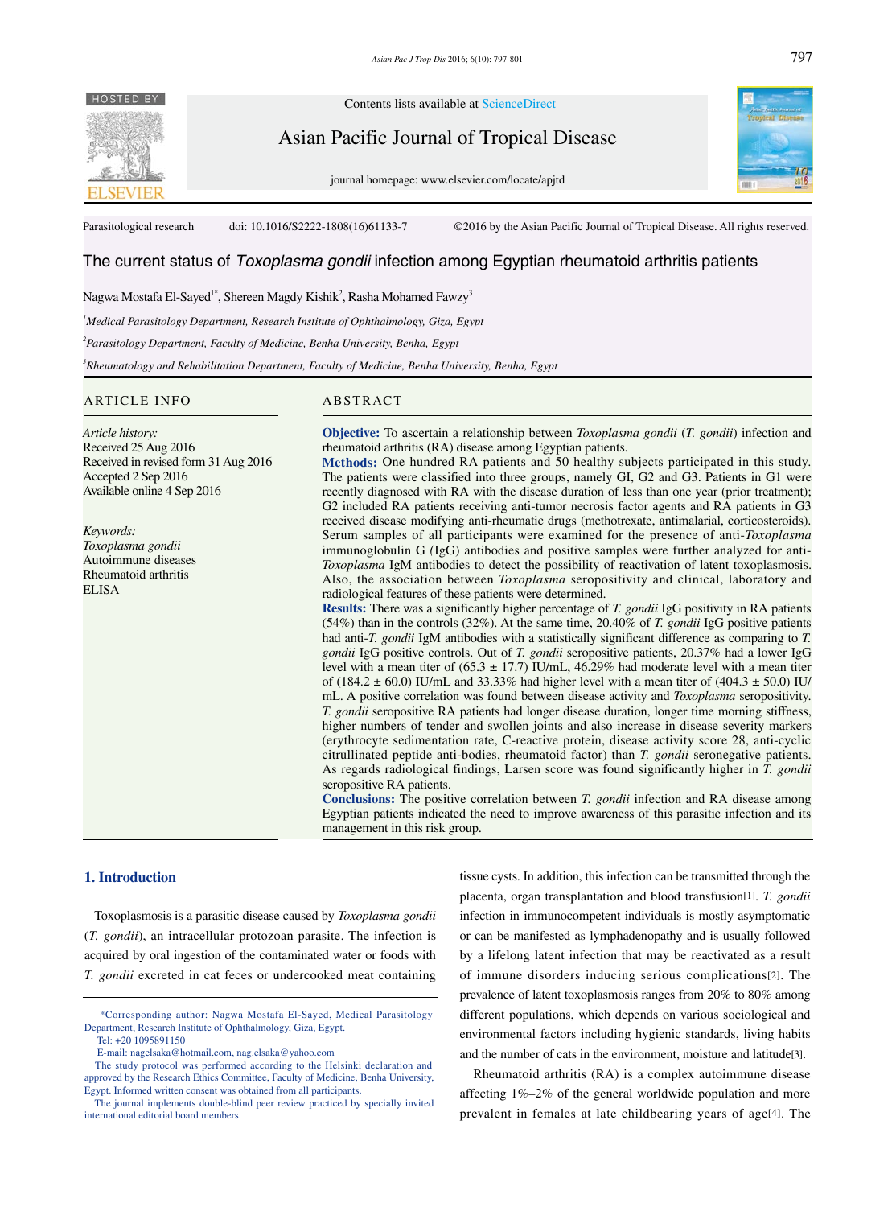Parasitological research doi: 10.1016/S2222-1808(16)61133-7 ©2016 by the Asian Pacific Journal of Tropical Disease. All rights reserved.

# The current status of *Toxoplasma gondii* infection among Egyptian rheumatoid arthritis patients

Nagwa Mostafa El-Sayed[1*], Shereen Magdy Kishik[2], Rasha Mohamed Fawzy[3]

[1]*Medical Parasitology Department, Research Institute of Ophthalmology, Giza, Egypt*

[2]*Parasitology Department, Faculty of Medicine, Benha University, Benha, Egypt*

[3]*Rheumatology and Rehabilitation Department, Faculty of Medicine, Benha University, Benha, Egypt*

## ARTICLE INFO

*Article history:*
Received 25 Aug 2016
Received in revised form 31 Aug 2016
Accepted 2 Sep 2016
Available online 4 Sep 2016

*Keywords:*
*Toxoplasma gondii*
Autoimmune diseases
Rheumatoid arthritis
ELISA

## ABSTRACT

**Objective:** To ascertain a relationship between *Toxoplasma gondii* (*T. gondii*) infection and rheumatoid arthritis (RA) disease among Egyptian patients.

**Methods:** One hundred RA patients and 50 healthy subjects participated in this study. The patients were classified into three groups, namely GI, G2 and G3. Patients in G1 were recently diagnosed with RA with the disease duration of less than one year (prior treatment); G2 included RA patients receiving anti-tumor necrosis factor agents and RA patients in G3 received disease modifying anti-rheumatic drugs (methotrexate, antimalarial, corticosteroids). Serum samples of all participants were examined for the presence of anti-*Toxoplasma* immunoglobulin G (IgG) antibodies and positive samples were further analyzed for anti-*Toxoplasma* IgM antibodies to detect the possibility of reactivation of latent toxoplasmosis. Also, the association between *Toxoplasma* seropositivity and clinical, laboratory and radiological features of these patients were determined.

**Results:** There was a significantly higher percentage of *T. gondii* IgG positivity in RA patients (54%) than in the controls (32%). At the same time, 20.40% of *T. gondii* IgG positive patients had anti-*T. gondii* IgM antibodies with a statistically significant difference as comparing to *T. gondii* IgG positive controls. Out of *T. gondii* seropositive patients, 20.37% had a lower IgG level with a mean titer of (65.3 ± 17.7) IU/mL, 46.29% had moderate level with a mean titer of (184.2 ± 60.0) IU/mL and 33.33% had higher level with a mean titer of (404.3 ± 50.0) IU/mL. A positive correlation was found between disease activity and *Toxoplasma* seropositivity. *T. gondii* seropositive RA patients had longer disease duration, longer time morning stiffness, higher numbers of tender and swollen joints and also increase in disease severity markers (erythrocyte sedimentation rate, C-reactive protein, disease activity score 28, anti-cyclic citrullinated peptide anti-bodies, rheumatoid factor) than *T. gondii* seronegative patients. As regards radiological findings, Larsen score was found significantly higher in *T. gondii* seropositive RA patients.

**Conclusions:** The positive correlation between *T. gondii* infection and RA disease among Egyptian patients indicated the need to improve awareness of this parasitic infection and its management in this risk group.

## 1. Introduction

Toxoplasmosis is a parasitic disease caused by *Toxoplasma gondii* (*T. gondii*), an intracellular protozoan parasite. The infection is acquired by oral ingestion of the contaminated water or foods with *T. gondii* excreted in cat feces or undercooked meat containing tissue cysts. In addition, this infection can be transmitted through the placenta, organ transplantation and blood transfusion[1]. *T. gondii* infection in immunocompetent individuals is mostly asymptomatic or can be manifested as lymphadenopathy and is usually followed by a lifelong latent infection that may be reactivated as a result of immune disorders inducing serious complications[2]. The prevalence of latent toxoplasmosis ranges from 20% to 80% among different populations, which depends on various sociological and environmental factors including hygienic standards, living habits and the number of cats in the environment, moisture and latitude[3].

Rheumatoid arthritis (RA) is a complex autoimmune disease affecting 1%–2% of the general worldwide population and more prevalent in females at late childbearing years of age[4]. The

*Corresponding author: Nagwa Mostafa El-Sayed, Medical Parasitology Department, Research Institute of Ophthalmology, Giza, Egypt.
Tel: +20 1095891150
E-mail: nagelsaka@hotmail.com, nag.elsaka@yahoo.com
The study protocol was performed according to the Helsinki declaration and approved by the Research Ethics Committee, Faculty of Medicine, Benha University, Egypt. Informed written consent was obtained from all participants.
The journal implements double-blind peer review practiced by specially invited international editorial board members.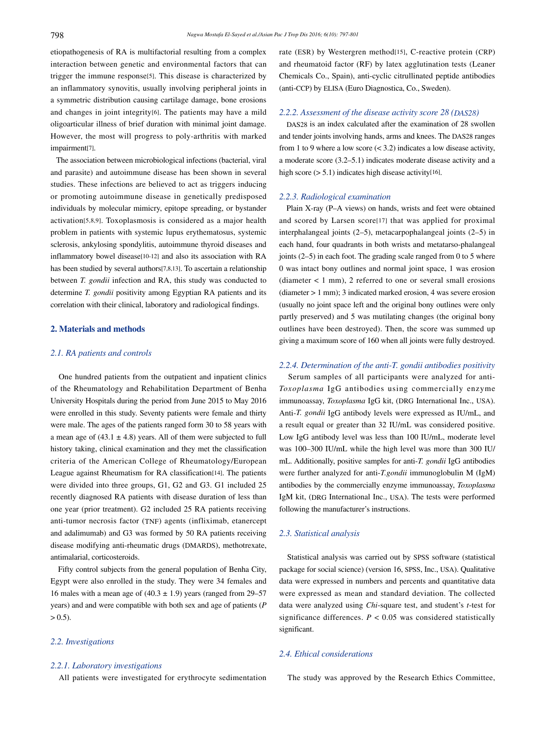etiopathogenesis of RA is multifactorial resulting from a complex interaction between genetic and environmental factors that can trigger the immune response[5]. This disease is characterized by an inflammatory synovitis, usually involving peripheral joints in a symmetric distribution causing cartilage damage, bone erosions and changes in joint integrity[6]. The patients may have a mild oligoarticular illness of brief duration with minimal joint damage. However, the most will progress to poly-arthritis with marked impairment[7].

The association between microbiological infections (bacterial, viral and parasite) and autoimmune disease has been shown in several studies. These infections are believed to act as triggers inducing or promoting autoimmune disease in genetically predisposed individuals by molecular mimicry, epitope spreading, or bystander activation[5,8,9]. Toxoplasmosis is considered as a major health problem in patients with systemic lupus erythematosus, systemic sclerosis, ankylosing spondylitis, autoimmune thyroid diseases and inflammatory bowel disease[10-12] and also its association with RA has been studied by several authors[7,8,13]. To ascertain a relationship between *T. gondii* infection and RA, this study was conducted to determine *T. gondii* positivity among Egyptian RA patients and its correlation with their clinical, laboratory and radiological findings.

## 2. Materials and methods

### 2.1. RA patients and controls

One hundred patients from the outpatient and inpatient clinics of the Rheumatology and Rehabilitation Department of Benha University Hospitals during the period from June 2015 to May 2016 were enrolled in this study. Seventy patients were female and thirty were male. The ages of the patients ranged form 30 to 58 years with a mean age of (43.1 ± 4.8) years. All of them were subjected to full history taking, clinical examination and they met the classification criteria of the American College of Rheumatology/European League against Rheumatism for RA classification[14]. The patients were divided into three groups, G1, G2 and G3. G1 included 25 recently diagnosed RA patients with disease duration of less than one year (prior treatment). G2 included 25 RA patients receiving anti-tumor necrosis factor (TNF) agents (infliximab, etanercept and adalimumab) and G3 was formed by 50 RA patients receiving disease modifying anti-rheumatic drugs (DMARDS), methotrexate, antimalarial, corticosteroids.

Fifty control subjects from the general population of Benha City, Egypt were also enrolled in the study. They were 34 females and 16 males with a mean age of (40.3 ± 1.9) years (ranged from 29–57 years) and and were compatible with both sex and age of patients ($P > 0.5$).

### 2.2. Investigations

#### 2.2.1. Laboratory investigations

All patients were investigated for erythrocyte sedimentation rate (ESR) by Westergren method[15], C-reactive protein (CRP) and rheumatoid factor (RF) by latex agglutination tests (Leaner Chemicals Co., Spain), anti-cyclic citrullinated peptide antibodies (anti-CCP) by ELISA (Euro Diagnostica, Co., Sweden).

#### 2.2.2. Assessment of the disease activity score 28 (DAS28)

DAS28 is an index calculated after the examination of 28 swollen and tender joints involving hands, arms and knees. The DAS28 ranges from 1 to 9 where a low score (< 3.2) indicates a low disease activity, a moderate score (3.2–5.1) indicates moderate disease activity and a high score (> 5.1) indicates high disease activity[16].

#### 2.2.3. Radiological examination

Plain X-ray (P–A views) on hands, wrists and feet were obtained and scored by Larsen score[17] that was applied for proximal interphalangeal joints (2–5), metacarpophalangeal joints (2–5) in each hand, four quadrants in both wrists and metatarso-phalangeal joints (2–5) in each foot. The grading scale ranged from 0 to 5 where 0 was intact bony outlines and normal joint space, 1 was erosion (diameter < 1 mm), 2 referred to one or several small erosions (diameter > 1 mm); 3 indicated marked erosion, 4 was severe erosion (usually no joint space left and the original bony outlines were only partly preserved) and 5 was mutilating changes (the original bony outlines have been destroyed). Then, the score was summed up giving a maximum score of 160 when all joints were fully destroyed.

#### 2.2.4. Determination of the anti-T. gondii antibodies positivity

Serum samples of all participants were analyzed for anti-*Toxoplasma* IgG antibodies using commercially enzyme immunoassay, *Toxoplasma* IgG kit, (DRG International Inc., USA). Anti-*T. gondii* IgG antibody levels were expressed as IU/mL, and a result equal or greater than 32 IU/mL was considered positive. Low IgG antibody level was less than 100 IU/mL, moderate level was 100–300 IU/mL while the high level was more than 300 IU/mL. Additionally, positive samples for anti-*T. gondii* IgG antibodies were further analyzed for anti-*T.gondii* immunoglobulin M (IgM) antibodies by the commercially enzyme immunoassay, *Toxoplasma* IgM kit, (DRG International Inc., USA). The tests were performed following the manufacturer's instructions.

### 2.3. Statistical analysis

Statistical analysis was carried out by SPSS software (statistical package for social science) (version 16, SPSS, Inc., USA). Qualitative data were expressed in numbers and percents and quantitative data were expressed as mean and standard deviation. The collected data were analyzed using *Chi*-square test, and student's *t*-test for significance differences. $P < 0.05$ was considered statistically significant.

### 2.4. Ethical considerations

The study was approved by the Research Ethics Committee,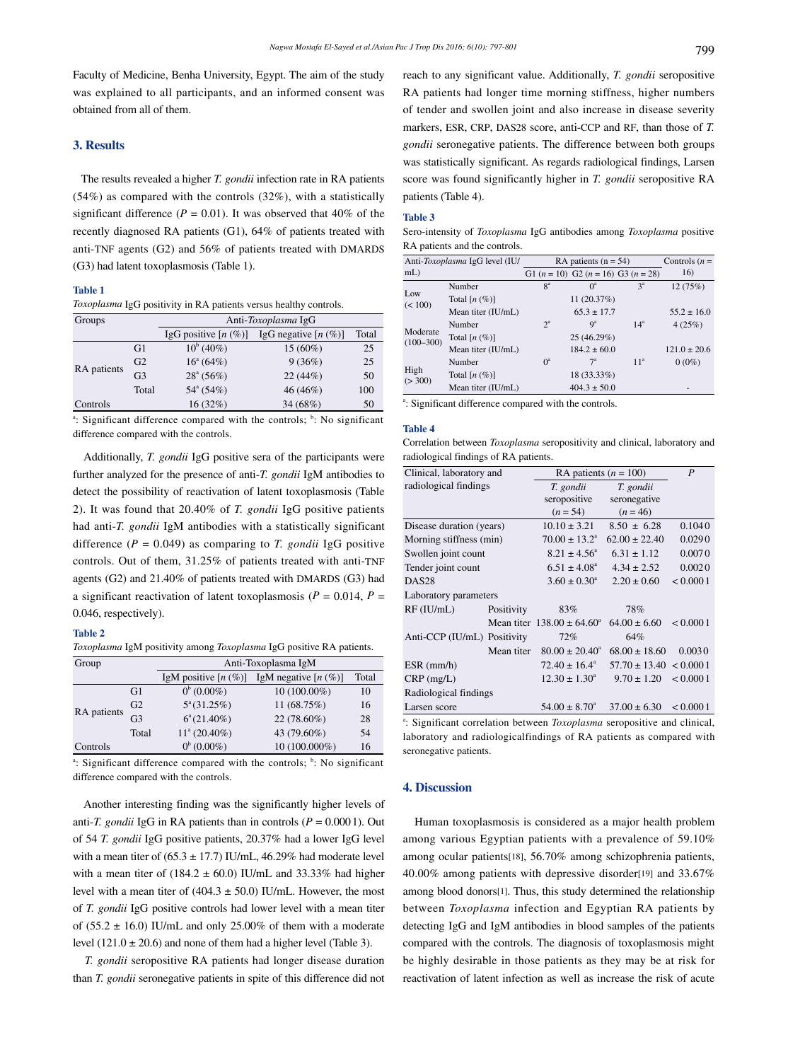Faculty of Medicine, Benha University, Egypt. The aim of the study was explained to all participants, and an informed consent was obtained from all of them.

## 3. Results

The results revealed a higher *T. gondii* infection rate in RA patients (54%) as compared with the controls (32%), with a statistically significant difference ($P$ = 0.01). It was observed that 40% of the recently diagnosed RA patients (G1), 64% of patients treated with anti-TNF agents (G2) and 56% of patients treated with DMARDS (G3) had latent toxoplasmosis (Table 1).

**Table 1**

*Toxoplasma* IgG positivity in RA patients versus healthy controls.

| Groups | | Anti-*Toxoplasma* IgG | | |
|---|---|---|---|---|
| | | IgG positive [$n$ (%)] | IgG negative [$n$ (%)] | Total |
| RA patients | G1 | 10[b] (40%) | 15 (60%) | 25 |
| | G2 | 16[a] (64%) | 9 (36%) | 25 |
| | G3 | 28[a] (56%) | 22 (44%) | 50 |
| | Total | 54[a] (54%) | 46 (46%) | 100 |
| Controls | | 16 (32%) | 34 (68%) | 50 |

[a]: Significant difference compared with the controls; [b]: No significant difference compared with the controls.

Additionally, *T. gondii* IgG positive sera of the participants were further analyzed for the presence of anti-*T. gondii* IgM antibodies to detect the possibility of reactivation of latent toxoplasmosis (Table 2). It was found that 20.40% of *T. gondii* IgG positive patients had anti-*T. gondii* IgM antibodies with a statistically significant difference ($P$ = 0.049) as comparing to *T. gondii* IgG positive controls. Out of them, 31.25% of patients treated with anti-TNF agents (G2) and 21.40% of patients treated with DMARDS (G3) had a significant reactivation of latent toxoplasmosis ($P$ = 0.014, $P$ = 0.046, respectively).

**Table 2**

*Toxoplasma* IgM positivity among *Toxoplasma* IgG positive RA patients.

| Group | | Anti-Toxoplasma IgM | | |
|---|---|---|---|---|
| | | IgM positive [$n$ (%)] | IgM negative [$n$ (%)] | Total |
| RA patients | G1 | 0[b] (0.00%) | 10 (100.00%) | 10 |
| | G2 | 5[a] (31.25%) | 11 (68.75%) | 16 |
| | G3 | 6[a] (21.40%) | 22 (78.60%) | 28 |
| | Total | 11[a] (20.40%) | 43 (79.60%) | 54 |
| Controls | | 0[b] (0.00%) | 10 (100.000%) | 16 |

[a]: Significant difference compared with the controls; [b]: No significant difference compared with the controls.

Another interesting finding was the significantly higher levels of anti-*T. gondii* IgG in RA patients than in controls ($P$ = 0.0001). Out of 54 *T. gondii* IgG positive patients, 20.37% had a lower IgG level with a mean titer of (65.3 ± 17.7) IU/mL, 46.29% had moderate level with a mean titer of (184.2 ± 60.0) IU/mL and 33.33% had higher level with a mean titer of (404.3 ± 50.0) IU/mL. However, the most of *T. gondii* IgG positive controls had lower level with a mean titer of (55.2 ± 16.0) IU/mL and only 25.00% of them with a moderate level (121.0 ± 20.6) and none of them had a higher level (Table 3).

*T. gondii* seropositive RA patients had longer disease duration than *T. gondii* seronegative patients in spite of this difference did not reach to any significant value. Additionally, *T. gondii* seropositive RA patients had longer time morning stiffness, higher numbers of tender and swollen joint and also increase in disease severity markers, ESR, CRP, DAS28 score, anti-CCP and RF, than those of *T. gondii* seronegative patients. The difference between both groups was statistically significant. As regards radiological findings, Larsen score was found significantly higher in *T. gondii* seropositive RA patients (Table 4).

**Table 3**

Sero-intensity of *Toxoplasma* IgG antibodies among *Toxoplasma* positive RA patients and the controls.

| Anti-*Toxoplasma* IgG level (IU/mL) | | RA patients (n = 54) | | | Controls ($n$ = 16) |
|---|---|---|---|---|---|
| | | G1 ($n$ = 10) | G2 ($n$ = 16) | G3 ($n$ = 28) | |
| Low (< 100) | Number | 8[a] | 0[a] | 3[a] | 12 (75%) |
| | Total [$n$ (%)] | | 11 (20.37%) | | |
| | Mean titer (IU/mL) | | 65.3 ± 17.7 | | 55.2 ± 16.0 |
| Moderate (100–300) | Number | 2[a] | 9[a] | 14[a] | 4 (25%) |
| | Total [$n$ (%)] | | 25 (46.29%) | | |
| | Mean titer (IU/mL) | | 184.2 ± 60.0 | | 121.0 ± 20.6 |
| High (> 300) | Number | 0[a] | 7[a] | 11[a] | 0 (0%) |
| | Total [$n$ (%)] | | 18 (33.33%) | | |
| | Mean titer (IU/mL) | | 404.3 ± 50.0 | | - |

[a]: Significant difference compared with the controls.

**Table 4**

Correlation between *Toxoplasma* seropositivity and clinical, laboratory and radiological findings of RA patients.

| Clinical, laboratory and radiological findings | | RA patients ($n$ = 100) | | $P$ |
|---|---|---|---|---|
| | | *T. gondii* seropositive ($n$ = 54) | *T. gondii* seronegative ($n$ = 46) | |
| Disease duration (years) | | 10.10 ± 3.21 | 8.50 ± 6.28 | 0.1040 |
| Morning stiffness (min) | | 70.00 ± 13.2[a] | 62.00 ± 22.40 | 0.0290 |
| Swollen joint count | | 8.21 ± 4.56[a] | 6.31 ± 1.12 | 0.0070 |
| Tender joint count | | 6.51 ± 4.08[a] | 4.34 ± 2.52 | 0.0020 |
| DAS28 | | 3.60 ± 0.30[a] | 2.20 ± 0.60 | < 0.0001 |
| Laboratory parameters | | | | |
| RF (IU/mL) | Positivity | 83% | 78% | |
| | Mean titer | 138.00 ± 64.60[a] | 64.00 ± 6.60 | < 0.0001 |
| Anti-CCP (IU/mL) | Positivity | 72% | 64% | |
| | Mean titer | 80.00 ± 20.40[a] | 68.00 ± 18.60 | 0.0030 |
| ESR (mm/h) | | 72.40 ± 16.4[a] | 57.70 ± 13.40 | < 0.0001 |
| CRP (mg/L) | | 12.30 ± 1.30[a] | 9.70 ± 1.20 | < 0.0001 |
| Radiological findings | | | | |
| Larsen score | | 54.00 ± 8.70[a] | 37.00 ± 6.30 | < 0.0001 |

[a]: Significant correlation between *Toxoplasma* seropositive and clinical, laboratory and radiologicalfindings of RA patients as compared with seronegative patients.

## 4. Discussion

Human toxoplasmosis is considered as a major health problem among various Egyptian patients with a prevalence of 59.10% among ocular patients[18], 56.70% among schizophrenia patients, 40.00% among patients with depressive disorder[19] and 33.67% among blood donors[1]. Thus, this study determined the relationship between *Toxoplasma* infection and Egyptian RA patients by detecting IgG and IgM antibodies in blood samples of the patients compared with the controls. The diagnosis of toxoplasmosis might be highly desirable in those patients as they may be at risk for reactivation of latent infection as well as increase the risk of acute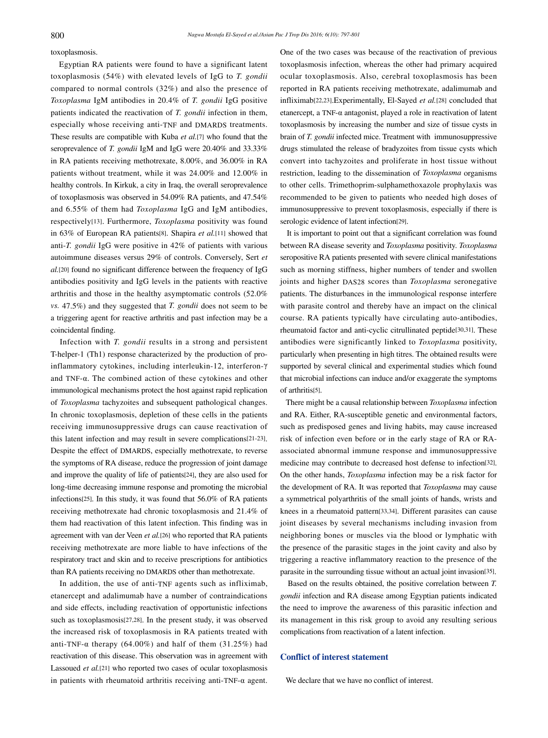toxoplasmosis.

Egyptian RA patients were found to have a significant latent toxoplasmosis (54%) with elevated levels of IgG to *T. gondii* compared to normal controls (32%) and also the presence of *Toxoplasma* IgM antibodies in 20.4% of *T. gondii* IgG positive patients indicated the reactivation of *T. gondii* infection in them, especially whose receiving anti-TNF and DMARDS treatments. These results are compatible with Kuba *et al.*[7] who found that the seroprevalence of *T. gondii* IgM and IgG were 20.40% and 33.33% in RA patients receiving methotrexate, 8.00%, and 36.00% in RA patients without treatment, while it was 24.00% and 12.00% in healthy controls. In Kirkuk, a city in Iraq, the overall seroprevalence of toxoplasmosis was observed in 54.09% RA patients, and 47.54% and 6.55% of them had *Toxoplasma* IgG and IgM antibodies, respectively[13]. Furthermore, *Toxoplasma* positivity was found in 63% of European RA patients[8]. Shapira *et al.*[11] showed that anti-*T. gondii* IgG were positive in 42% of patients with various autoimmune diseases versus 29% of controls. Conversely, Sert *et al.*[20] found no significant difference between the frequency of IgG antibodies positivity and IgG levels in the patients with reactive arthritis and those in the healthy asymptomatic controls (52.0% *vs.* 47.5%) and they suggested that *T. gondii* does not seem to be a triggering agent for reactive arthritis and past infection may be a coincidental finding.

Infection with *T. gondii* results in a strong and persistent T-helper-1 (Th1) response characterized by the production of pro-inflammatory cytokines, including interleukin-12, interferon-γ and TNF-α. The combined action of these cytokines and other immunological mechanisms protect the host against rapid replication of *Toxoplasma* tachyzoites and subsequent pathological changes. In chronic toxoplasmosis, depletion of these cells in the patients receiving immunosuppressive drugs can cause reactivation of this latent infection and may result in severe complications[21-23]. Despite the effect of DMARDS, especially methotrexate, to reverse the symptoms of RA disease, reduce the progression of joint damage and improve the quality of life of patients[24], they are also used for long-time decreasing immune response and promoting the microbial infections[25]. In this study, it was found that 56.0% of RA patients receiving methotrexate had chronic toxoplasmosis and 21.4% of them had reactivation of this latent infection. This finding was in agreement with van der Veen *et al.*[26] who reported that RA patients receiving methotrexate are more liable to have infections of the respiratory tract and skin and to receive prescriptions for antibiotics than RA patients receiving no DMARDS other than methotrexate.

In addition, the use of anti-TNF agents such as infliximab, etanercept and adalimumab have a number of contraindications and side effects, including reactivation of opportunistic infections such as toxoplasmosis[27,28]. In the present study, it was observed the increased risk of toxoplasmosis in RA patients treated with anti-TNF-α therapy (64.00%) and half of them (31.25%) had reactivation of this disease. This observation was in agreement with Lassoued *et al.*[21] who reported two cases of ocular toxoplasmosis in patients with rheumatoid arthritis receiving anti-TNF-α agent. One of the two cases was because of the reactivation of previous toxoplasmosis infection, whereas the other had primary acquired ocular toxoplasmosis. Also, cerebral toxoplasmosis has been reported in RA patients receiving methotrexate, adalimumab and infliximab[22,23].Experimentally, El-Sayed *et al.*[28] concluded that etanercept, a TNF-α antagonist, played a role in reactivation of latent toxoplasmosis by increasing the number and size of tissue cysts in brain of *T. gondii* infected mice. Treatment with immunosuppressive drugs stimulated the release of bradyzoites from tissue cysts which convert into tachyzoites and proliferate in host tissue without restriction, leading to the dissemination of *Toxoplasma* organisms to other cells. Trimethoprim-sulphamethoxazole prophylaxis was recommended to be given to patients who needed high doses of immunosuppressive to prevent toxoplasmosis, especially if there is serologic evidence of latent infection[29].

It is important to point out that a significant correlation was found between RA disease severity and *Toxoplasma* positivity. *Toxoplasma* seropositive RA patients presented with severe clinical manifestations such as morning stiffness, higher numbers of tender and swollen joints and higher DAS28 scores than *Toxoplasma* seronegative patients. The disturbances in the immunological response interfere with parasite control and thereby have an impact on the clinical course. RA patients typically have circulating auto-antibodies, rheumatoid factor and anti-cyclic citrullinated peptide[30,31]. These antibodies were significantly linked to *Toxoplasma* positivity, particularly when presenting in high titres. The obtained results were supported by several clinical and experimental studies which found that microbial infections can induce and/or exaggerate the symptoms of arthritis[5].

There might be a causal relationship between *Toxoplasma* infection and RA. Either, RA-susceptible genetic and environmental factors, such as predisposed genes and living habits, may cause increased risk of infection even before or in the early stage of RA or RA-associated abnormal immune response and immunosuppressive medicine may contribute to decreased host defense to infection[32]. On the other hands, *Toxoplasma* infection may be a risk factor for the development of RA. It was reported that *Toxoplasma* may cause a symmetrical polyarthritis of the small joints of hands, wrists and knees in a rheumatoid pattern[33,34]. Different parasites can cause joint diseases by several mechanisms including invasion from neighboring bones or muscles via the blood or lymphatic with the presence of the parasitic stages in the joint cavity and also by triggering a reactive inflammatory reaction to the presence of the parasite in the surrounding tissue without an actual joint invasion[35].

Based on the results obtained, the positive correlation between *T. gondii* infection and RA disease among Egyptian patients indicated the need to improve the awareness of this parasitic infection and its management in this risk group to avoid any resulting serious complications from reactivation of a latent infection.

## Conflict of interest statement

We declare that we have no conflict of interest.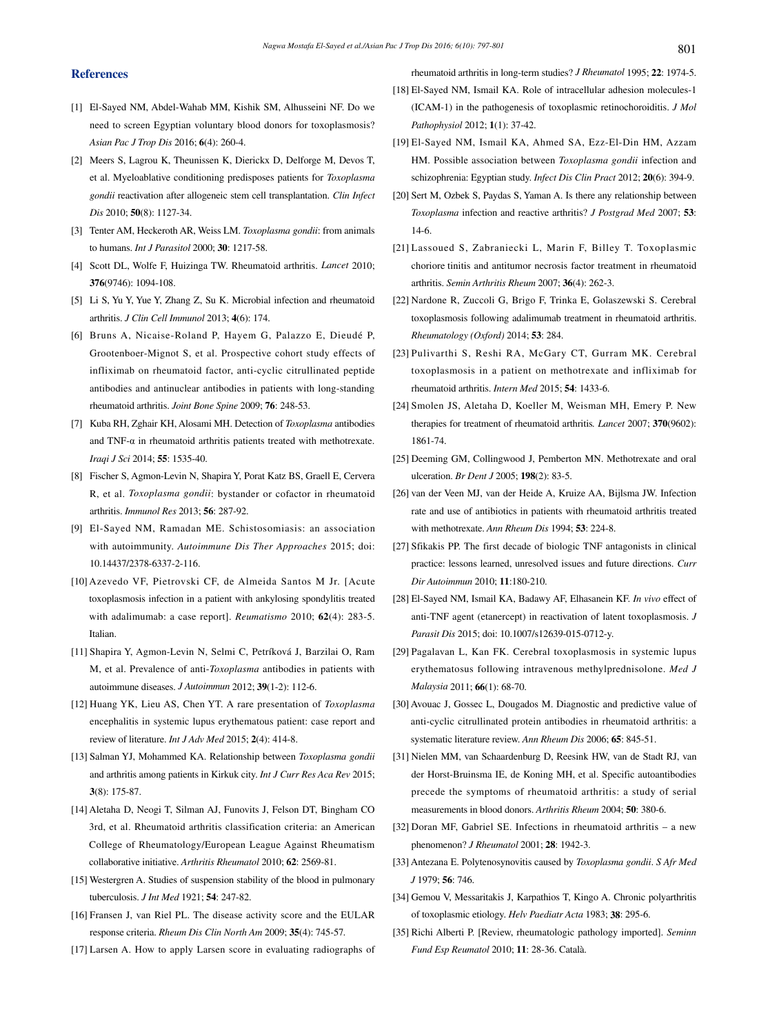## References

[1] El-Sayed NM, Abdel-Wahab MM, Kishik SM, Alhusseini NF. Do we need to screen Egyptian voluntary blood donors for toxoplasmosis? *Asian Pac J Trop Dis* 2016; **6**(4): 260-4.

[2] Meers S, Lagrou K, Theunissen K, Dierickx D, Delforge M, Devos T, et al. Myeloablative conditioning predisposes patients for *Toxoplasma gondii* reactivation after allogeneic stem cell transplantation. *Clin Infect Dis* 2010; **50**(8): 1127-34.

[3] Tenter AM, Heckeroth AR, Weiss LM. *Toxoplasma gondii*: from animals to humans. *Int J Parasitol* 2000; **30**: 1217-58.

[4] Scott DL, Wolfe F, Huizinga TW. Rheumatoid arthritis. *Lancet* 2010; **376**(9746): 1094-108.

[5] Li S, Yu Y, Yue Y, Zhang Z, Su K. Microbial infection and rheumatoid arthritis. *J Clin Cell Immunol* 2013; **4**(6): 174.

[6] Bruns A, Nicaise-Roland P, Hayem G, Palazzo E, Dieudé P, Grootenboer-Mignot S, et al. Prospective cohort study effects of infliximab on rheumatoid factor, anti-cyclic citrullinated peptide antibodies and antinuclear antibodies in patients with long-standing rheumatoid arthritis. *Joint Bone Spine* 2009; **76**: 248-53.

[7] Kuba RH, Zghair KH, Alosami MH. Detection of *Toxoplasma* antibodies and TNF-α in rheumatoid arthritis patients treated with methotrexate. *Iraqi J Sci* 2014; **55**: 1535-40.

[8] Fischer S, Agmon-Levin N, Shapira Y, Porat Katz BS, Graell E, Cervera R, et al. *Toxoplasma gondii*: bystander or cofactor in rheumatoid arthritis. *Immunol Res* 2013; **56**: 287-92.

[9] El-Sayed NM, Ramadan ME. Schistosomiasis: an association with autoimmunity. *Autoimmune Dis Ther Approaches* 2015; doi: 10.14437/2378-6337-2-116.

[10] Azevedo VF, Pietrovski CF, de Almeida Santos M Jr. [Acute toxoplasmosis infection in a patient with ankylosing spondylitis treated with adalimumab: a case report]. *Reumatismo* 2010; **62**(4): 283-5. Italian.

[11] Shapira Y, Agmon-Levin N, Selmi C, Petríková J, Barzilai O, Ram M, et al. Prevalence of anti-*Toxoplasma* antibodies in patients with autoimmune diseases. *J Autoimmun* 2012; **39**(1-2): 112-6.

[12] Huang YK, Lieu AS, Chen YT. A rare presentation of *Toxoplasma* encephalitis in systemic lupus erythematous patient: case report and review of literature. *Int J Adv Med* 2015; **2**(4): 414-8.

[13] Salman YJ, Mohammed KA. Relationship between *Toxoplasma gondii* and arthritis among patients in Kirkuk city. *Int J Curr Res Aca Rev* 2015; **3**(8): 175-87.

[14] Aletaha D, Neogi T, Silman AJ, Funovits J, Felson DT, Bingham CO 3rd, et al. Rheumatoid arthritis classification criteria: an American College of Rheumatology/European League Against Rheumatism collaborative initiative. *Arthritis Rheumatol* 2010; **62**: 2569-81.

[15] Westergren A. Studies of suspension stability of the blood in pulmonary tuberculosis. *J Int Med* 1921; **54**: 247-82.

[16] Fransen J, van Riel PL. The disease activity score and the EULAR response criteria. *Rheum Dis Clin North Am* 2009; **35**(4): 745-57.

[17] Larsen A. How to apply Larsen score in evaluating radiographs of rheumatoid arthritis in long-term studies? *J Rheumatol* 1995; **22**: 1974-5.

[18] El-Sayed NM, Ismail KA. Role of intracellular adhesion molecules-1 (ICAM-1) in the pathogenesis of toxoplasmic retinochoroiditis. *J Mol Pathophysiol* 2012; **1**(1): 37-42.

[19] El-Sayed NM, Ismail KA, Ahmed SA, Ezz-El-Din HM, Azzam HM. Possible association between *Toxoplasma gondii* infection and schizophrenia: Egyptian study. *Infect Dis Clin Pract* 2012; **20**(6): 394-9.

[20] Sert M, Ozbek S, Paydas S, Yaman A. Is there any relationship between *Toxoplasma* infection and reactive arthritis? *J Postgrad Med* 2007; **53**: 14-6.

[21] Lassoued S, Zabraniecki L, Marin F, Billey T. Toxoplasmic choriore tinitis and antitumor necrosis factor treatment in rheumatoid arthritis. *Semin Arthritis Rheum* 2007; **36**(4): 262-3.

[22] Nardone R, Zuccoli G, Brigo F, Trinka E, Golaszewski S. Cerebral toxoplasmosis following adalimumab treatment in rheumatoid arthritis. *Rheumatology (Oxford)* 2014; **53**: 284.

[23] Pulivarthi S, Reshi RA, McGary CT, Gurram MK. Cerebral toxoplasmosis in a patient on methotrexate and infliximab for rheumatoid arthritis. *Intern Med* 2015; **54**: 1433-6.

[24] Smolen JS, Aletaha D, Koeller M, Weisman MH, Emery P. New therapies for treatment of rheumatoid arthritis. *Lancet* 2007; **370**(9602): 1861-74.

[25] Deeming GM, Collingwood J, Pemberton MN. Methotrexate and oral ulceration. *Br Dent J* 2005; **198**(2): 83-5.

[26] van der Veen MJ, van der Heide A, Kruize AA, Bijlsma JW. Infection rate and use of antibiotics in patients with rheumatoid arthritis treated with methotrexate. *Ann Rheum Dis* 1994; **53**: 224-8.

[27] Sfikakis PP. The first decade of biologic TNF antagonists in clinical practice: lessons learned, unresolved issues and future directions. *Curr Dir Autoimmun* 2010; **11**:180-210.

[28] El-Sayed NM, Ismail KA, Badawy AF, Elhasanein KF. *In vivo* effect of anti-TNF agent (etanercept) in reactivation of latent toxoplasmosis. *J Parasit Dis* 2015; doi: 10.1007/s12639-015-0712-y.

[29] Pagalavan L, Kan FK. Cerebral toxoplasmosis in systemic lupus erythematosus following intravenous methylprednisolone. *Med J Malaysia* 2011; **66**(1): 68-70.

[30] Avouac J, Gossec L, Dougados M. Diagnostic and predictive value of anti-cyclic citrullinated protein antibodies in rheumatoid arthritis: a systematic literature review. *Ann Rheum Dis* 2006; **65**: 845-51.

[31] Nielen MM, van Schaardenburg D, Reesink HW, van de Stadt RJ, van der Horst-Bruinsma IE, de Koning MH, et al. Specific autoantibodies precede the symptoms of rheumatoid arthritis: a study of serial measurements in blood donors. *Arthritis Rheum* 2004; **50**: 380-6.

[32] Doran MF, Gabriel SE. Infections in rheumatoid arthritis – a new phenomenon? *J Rheumatol* 2001; **28**: 1942-3.

[33] Antezana E. Polytenosynovitis caused by *Toxoplasma gondii*. *S Afr Med J* 1979; **56**: 746.

[34] Gemou V, Messaritakis J, Karpathios T, Kingo A. Chronic polyarthritis of toxoplasmic etiology. *Helv Paediatr Acta* 1983; **38**: 295-6.

[35] Richi Alberti P. [Review, rheumatologic pathology imported]. *Seminn Fund Esp Reumatol* 2010; **11**: 28-36. Català.